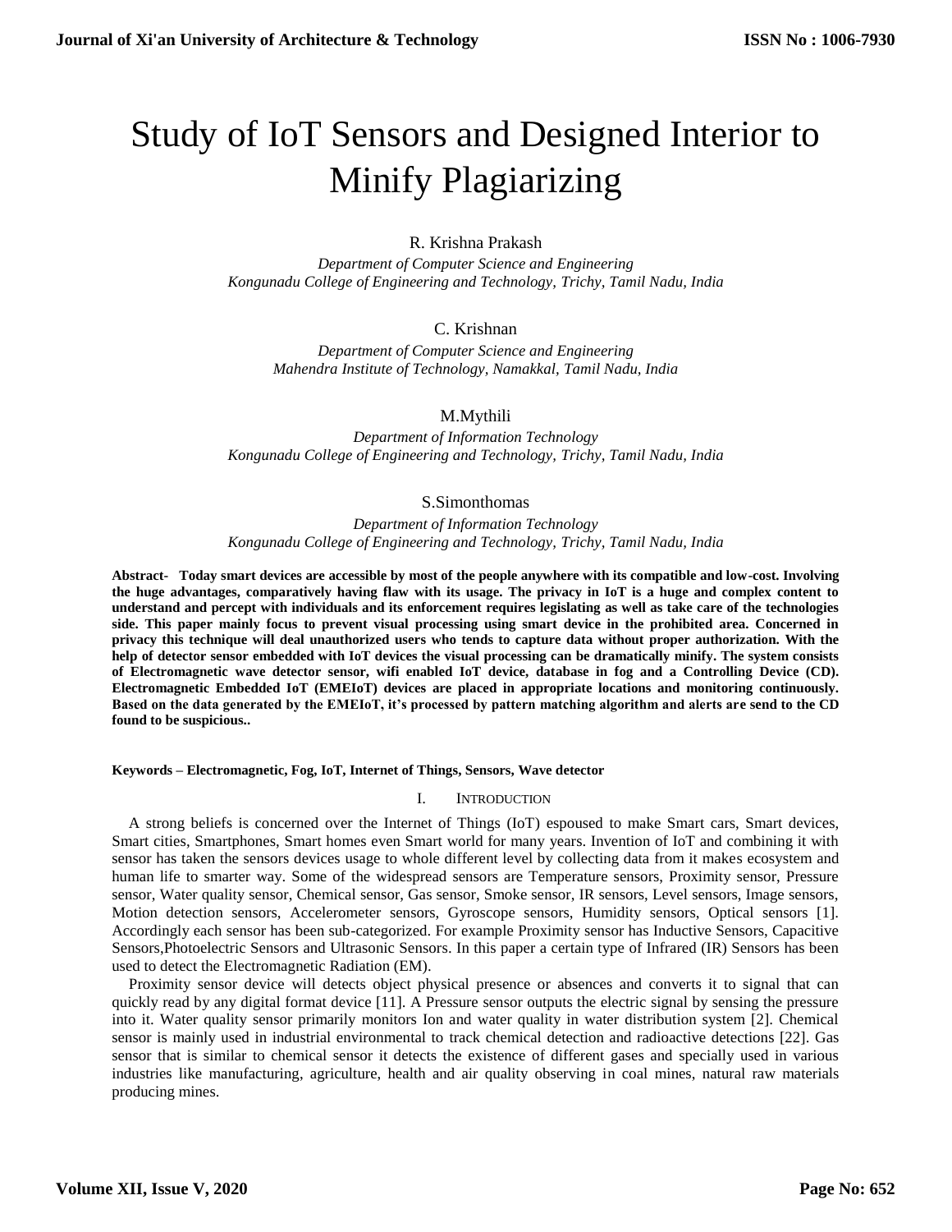# Study of IoT Sensors and Designed Interior to Minify Plagiarizing

R. Krishna Prakash

*Department of Computer Science and Engineering*
*Kongunadu College of Engineering and Technology, Trichy, Tamil Nadu, India*

C. Krishnan

*Department of Computer Science and Engineering*
*Mahendra Institute of Technology, Namakkal, Tamil Nadu, India*

M.Mythili

*Department of Information Technology*
*Kongunadu College of Engineering and Technology, Trichy, Tamil Nadu, India*

S.Simonthomas

*Department of Information Technology*
*Kongunadu College of Engineering and Technology, Trichy, Tamil Nadu, India*

**Abstract- Today smart devices are accessible by most of the people anywhere with its compatible and low-cost. Involving the huge advantages, comparatively having flaw with its usage. The privacy in IoT is a huge and complex content to understand and percept with individuals and its enforcement requires legislating as well as take care of the technologies side. This paper mainly focus to prevent visual processing using smart device in the prohibited area. Concerned in privacy this technique will deal unauthorized users who tends to capture data without proper authorization. With the help of detector sensor embedded with IoT devices the visual processing can be dramatically minify. The system consists of Electromagnetic wave detector sensor, wifi enabled IoT device, database in fog and a Controlling Device (CD). Electromagnetic Embedded IoT (EMEIoT) devices are placed in appropriate locations and monitoring continuously. Based on the data generated by the EMEIoT, it's processed by pattern matching algorithm and alerts are send to the CD found to be suspicious..**

**Keywords – Electromagnetic, Fog, IoT, Internet of Things, Sensors, Wave detector**

## I. Introduction

A strong beliefs is concerned over the Internet of Things (IoT) espoused to make Smart cars, Smart devices, Smart cities, Smartphones, Smart homes even Smart world for many years. Invention of IoT and combining it with sensor has taken the sensors devices usage to whole different level by collecting data from it makes ecosystem and human life to smarter way. Some of the widespread sensors are Temperature sensors, Proximity sensor, Pressure sensor, Water quality sensor, Chemical sensor, Gas sensor, Smoke sensor, IR sensors, Level sensors, Image sensors, Motion detection sensors, Accelerometer sensors, Gyroscope sensors, Humidity sensors, Optical sensors [1]. Accordingly each sensor has been sub-categorized. For example Proximity sensor has Inductive Sensors, Capacitive Sensors,Photoelectric Sensors and Ultrasonic Sensors. In this paper a certain type of Infrared (IR) Sensors has been used to detect the Electromagnetic Radiation (EM).

Proximity sensor device will detects object physical presence or absences and converts it to signal that can quickly read by any digital format device [11]. A Pressure sensor outputs the electric signal by sensing the pressure into it. Water quality sensor primarily monitors Ion and water quality in water distribution system [2]. Chemical sensor is mainly used in industrial environmental to track chemical detection and radioactive detections [22]. Gas sensor that is similar to chemical sensor it detects the existence of different gases and specially used in various industries like manufacturing, agriculture, health and air quality observing in coal mines, natural raw materials producing mines.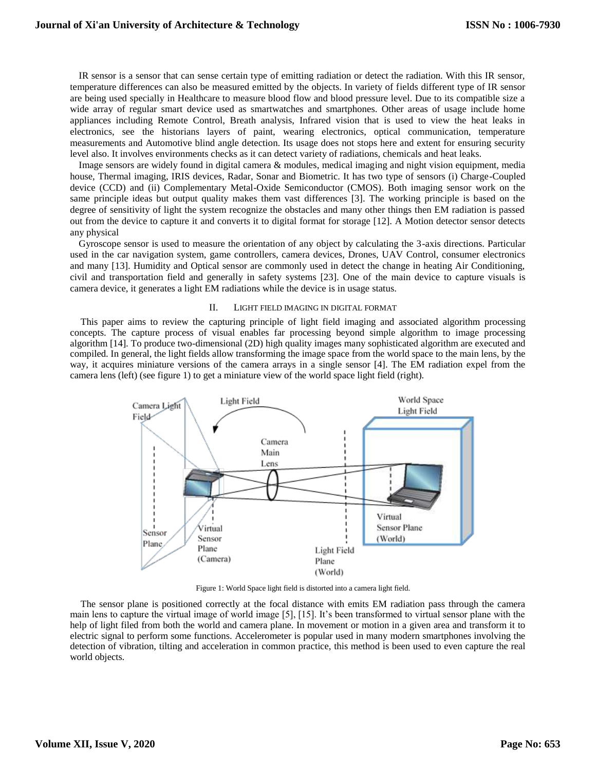IR sensor is a sensor that can sense certain type of emitting radiation or detect the radiation. With this IR sensor, temperature differences can also be measured emitted by the objects. In variety of fields different type of IR sensor are being used specially in Healthcare to measure blood flow and blood pressure level. Due to its compatible size a wide array of regular smart device used as smartwatches and smartphones. Other areas of usage include home appliances including Remote Control, Breath analysis, Infrared vision that is used to view the heat leaks in electronics, see the historians layers of paint, wearing electronics, optical communication, temperature measurements and Automotive blind angle detection. Its usage does not stops here and extent for ensuring security level also. It involves environments checks as it can detect variety of radiations, chemicals and heat leaks.

Image sensors are widely found in digital camera & modules, medical imaging and night vision equipment, media house, Thermal imaging, IRIS devices, Radar, Sonar and Biometric. It has two type of sensors (i) Charge-Coupled device (CCD) and (ii) Complementary Metal-Oxide Semiconductor (CMOS). Both imaging sensor work on the same principle ideas but output quality makes them vast differences [3]. The working principle is based on the degree of sensitivity of light the system recognize the obstacles and many other things then EM radiation is passed out from the device to capture it and converts it to digital format for storage [12]. A Motion detector sensor detects any physical

Gyroscope sensor is used to measure the orientation of any object by calculating the 3-axis directions. Particular used in the car navigation system, game controllers, camera devices, Drones, UAV Control, consumer electronics and many [13]. Humidity and Optical sensor are commonly used in detect the change in heating Air Conditioning, civil and transportation field and generally in safety systems [23]. One of the main device to capture visuals is camera device, it generates a light EM radiations while the device is in usage status.

## II. Light Field Imaging in Digital Format

This paper aims to review the capturing principle of light field imaging and associated algorithm processing concepts. The capture process of visual enables far processing beyond simple algorithm to image processing algorithm [14]. To produce two-dimensional (2D) high quality images many sophisticated algorithm are executed and compiled. In general, the light fields allow transforming the image space from the world space to the main lens, by the way, it acquires miniature versions of the camera arrays in a single sensor [4]. The EM radiation expel from the camera lens (left) (see figure 1) to get a miniature view of the world space light field (right).

Figure 1: World Space light field is distorted into a camera light field.

The sensor plane is positioned correctly at the focal distance with emits EM radiation pass through the camera main lens to capture the virtual image of world image [5], [15]. It's been transformed to virtual sensor plane with the help of light filed from both the world and camera plane. In movement or motion in a given area and transform it to electric signal to perform some functions. Accelerometer is popular used in many modern smartphones involving the detection of vibration, tilting and acceleration in common practice, this method is been used to even capture the real world objects.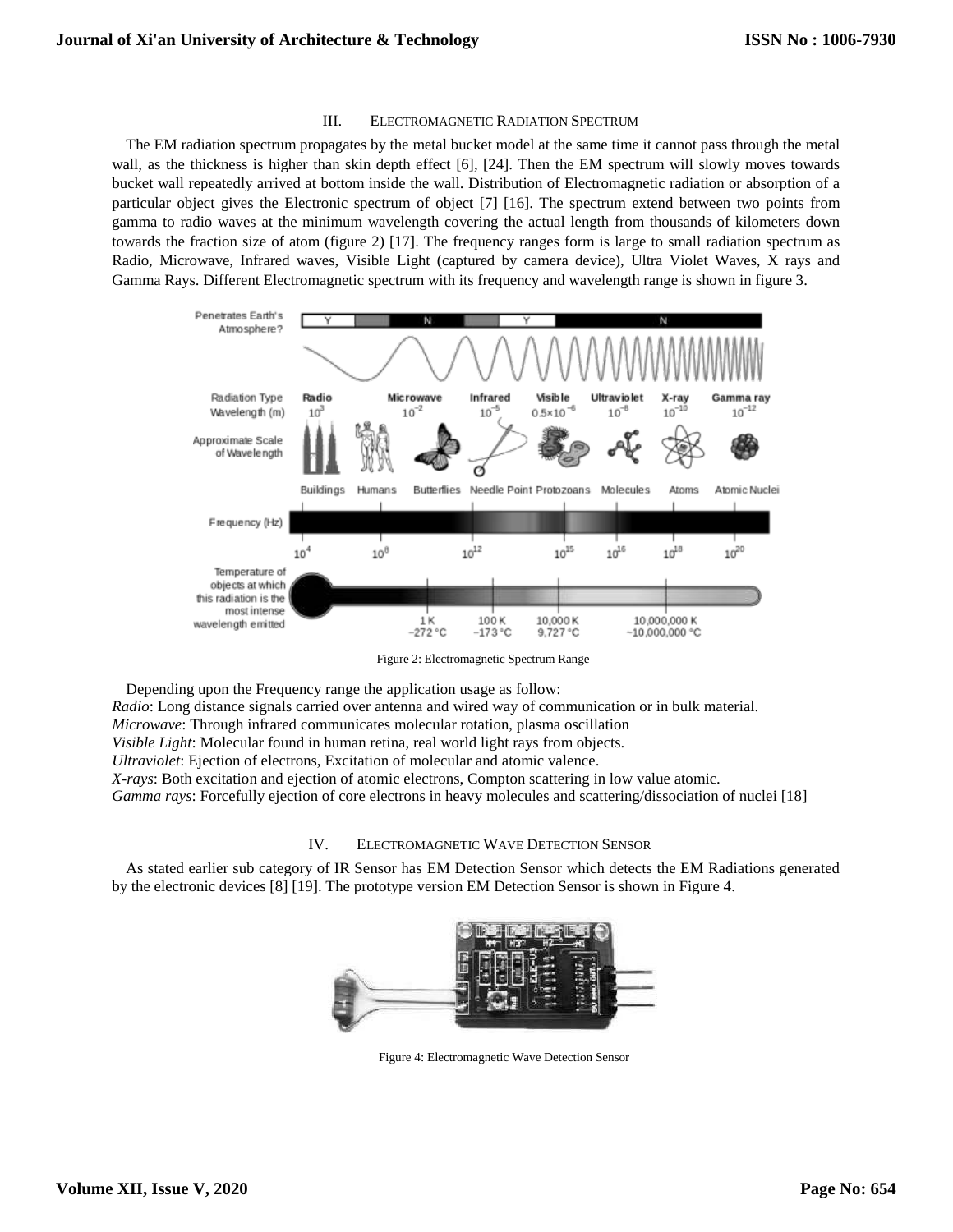## III. Electromagnetic Radiation Spectrum

The EM radiation spectrum propagates by the metal bucket model at the same time it cannot pass through the metal wall, as the thickness is higher than skin depth effect [6], [24]. Then the EM spectrum will slowly moves towards bucket wall repeatedly arrived at bottom inside the wall. Distribution of Electromagnetic radiation or absorption of a particular object gives the Electronic spectrum of object [7] [16]. The spectrum extend between two points from gamma to radio waves at the minimum wavelength covering the actual length from thousands of kilometers down towards the fraction size of atom (figure 2) [17]. The frequency ranges form is large to small radiation spectrum as Radio, Microwave, Infrared waves, Visible Light (captured by camera device), Ultra Violet Waves, X rays and Gamma Rays. Different Electromagnetic spectrum with its frequency and wavelength range is shown in figure 3.

Figure 2: Electromagnetic Spectrum Range

Depending upon the Frequency range the application usage as follow:

*Radio*: Long distance signals carried over antenna and wired way of communication or in bulk material.
*Microwave*: Through infrared communicates molecular rotation, plasma oscillation
*Visible Light*: Molecular found in human retina, real world light rays from objects.
*Ultraviolet*: Ejection of electrons, Excitation of molecular and atomic valence.
*X-rays*: Both excitation and ejection of atomic electrons, Compton scattering in low value atomic.
*Gamma rays*: Forcefully ejection of core electrons in heavy molecules and scattering/dissociation of nuclei [18]

## IV. Electromagnetic Wave Detection Sensor

As stated earlier sub category of IR Sensor has EM Detection Sensor which detects the EM Radiations generated by the electronic devices [8] [19]. The prototype version EM Detection Sensor is shown in Figure 4.

Figure 4: Electromagnetic Wave Detection Sensor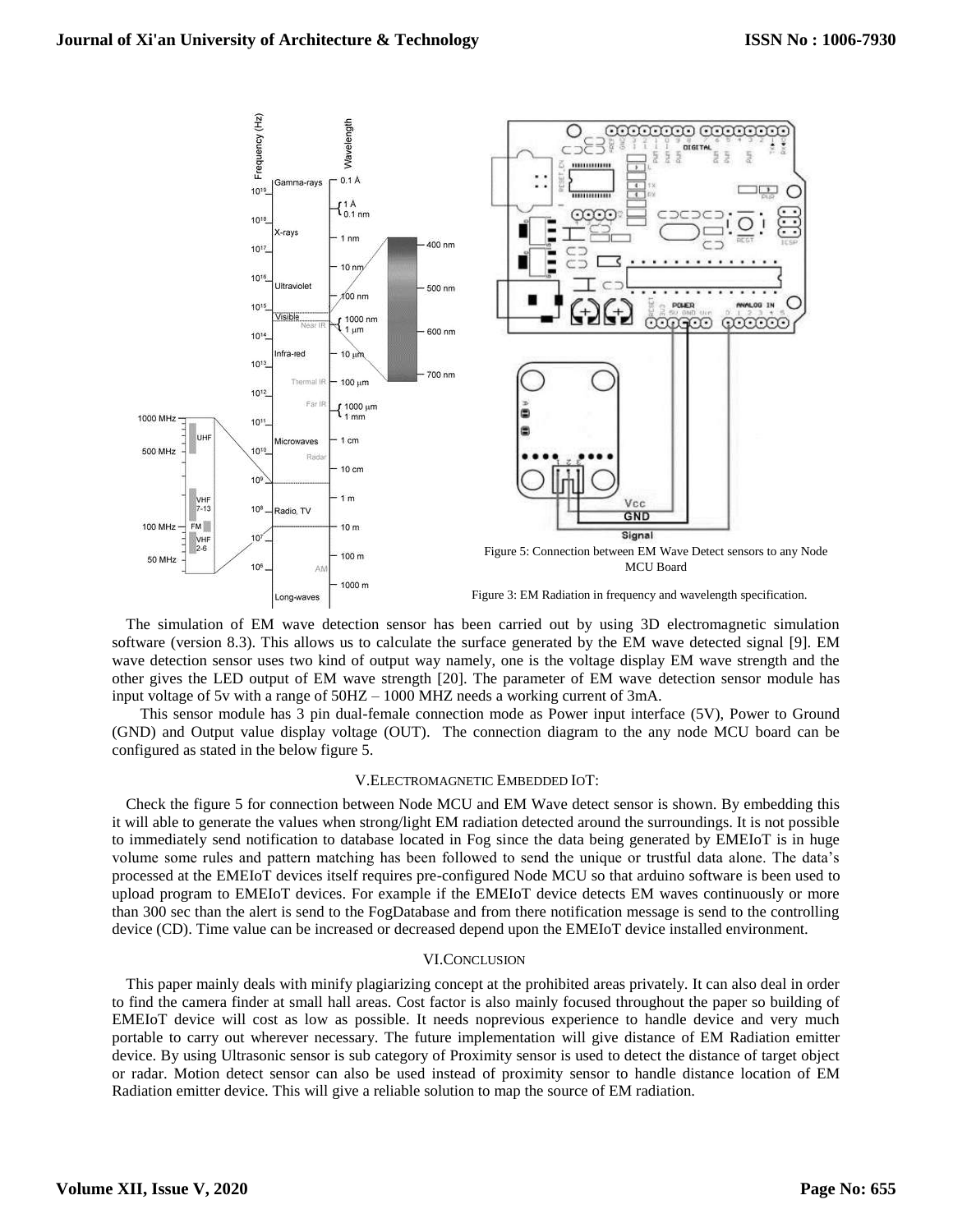Figure 5: Connection between EM Wave Detect sensors to any Node MCU Board

Figure 3: EM Radiation in frequency and wavelength specification.

The simulation of EM wave detection sensor has been carried out by using 3D electromagnetic simulation software (version 8.3). This allows us to calculate the surface generated by the EM wave detected signal [9]. EM wave detection sensor uses two kind of output way namely, one is the voltage display EM wave strength and the other gives the LED output of EM wave strength [20]. The parameter of EM wave detection sensor module has input voltage of 5v with a range of 50HZ – 1000 MHZ needs a working current of 3mA.

This sensor module has 3 pin dual-female connection mode as Power input interface (5V), Power to Ground (GND) and Output value display voltage (OUT). The connection diagram to the any node MCU board can be configured as stated in the below figure 5.

## V.ELECTROMAGNETIC EMBEDDED IOT:

Check the figure 5 for connection between Node MCU and EM Wave detect sensor is shown. By embedding this it will able to generate the values when strong/light EM radiation detected around the surroundings. It is not possible to immediately send notification to database located in Fog since the data being generated by EMEIoT is in huge volume some rules and pattern matching has been followed to send the unique or trustful data alone. The data's processed at the EMEIoT devices itself requires pre-configured Node MCU so that arduino software is been used to upload program to EMEIoT devices. For example if the EMEIoT device detects EM waves continuously or more than 300 sec than the alert is send to the FogDatabase and from there notification message is send to the controlling device (CD). Time value can be increased or decreased depend upon the EMEIoT device installed environment.

## VI.CONCLUSION

This paper mainly deals with minify plagiarizing concept at the prohibited areas privately. It can also deal in order to find the camera finder at small hall areas. Cost factor is also mainly focused throughout the paper so building of EMEIoT device will cost as low as possible. It needs noprevious experience to handle device and very much portable to carry out wherever necessary. The future implementation will give distance of EM Radiation emitter device. By using Ultrasonic sensor is sub category of Proximity sensor is used to detect the distance of target object or radar. Motion detect sensor can also be used instead of proximity sensor to handle distance location of EM Radiation emitter device. This will give a reliable solution to map the source of EM radiation.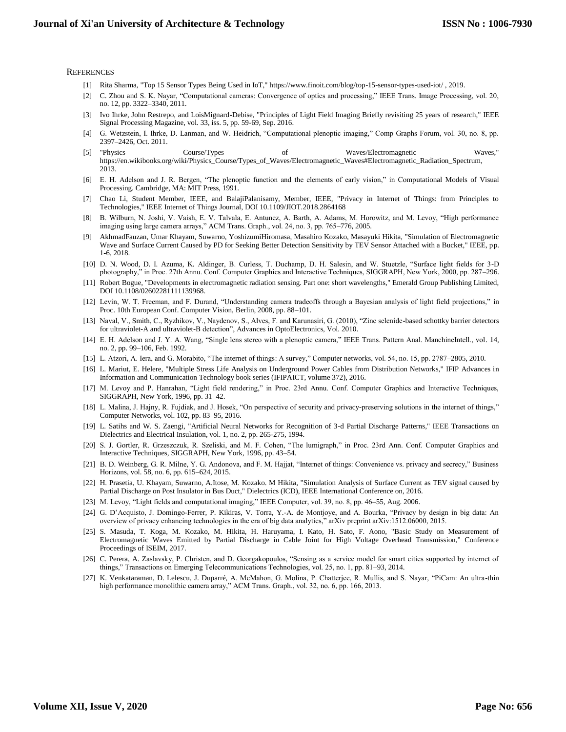## REFERENCES

[1] Rita Sharma, "Top 15 Sensor Types Being Used in IoT," https://www.finoit.com/blog/top-15-sensor-types-used-iot/ , 2019.

[2] C. Zhou and S. K. Nayar, "Computational cameras: Convergence of optics and processing," IEEE Trans. Image Processing, vol. 20, no. 12, pp. 3322–3340, 2011.

[3] Ivo Ihrke, John Restrepo, and LoïsMignard-Debise, "Principles of Light Field Imaging Briefly revisiting 25 years of research," IEEE Signal Processing Magazine, vol. 33, iss. 5, pp. 59-69, Sep. 2016.

[4] G. Wetzstein, I. Ihrke, D. Lanman, and W. Heidrich, "Computational plenoptic imaging," Comp Graphs Forum, vol. 30, no. 8, pp. 2397–2426, Oct. 2011.

[5] "Physics Course/Types of Waves/Electromagnetic Waves," https://en.wikibooks.org/wiki/Physics_Course/Types_of_Waves/Electromagnetic_Waves#Electromagnetic_Radiation_Spectrum, 2013.

[6] E. H. Adelson and J. R. Bergen, "The plenoptic function and the elements of early vision," in Computational Models of Visual Processing. Cambridge, MA: MIT Press, 1991.

[7] Chao Li, Student Member, IEEE, and BalajiPalanisamy, Member, IEEE, "Privacy in Internet of Things: from Principles to Technologies," IEEE Internet of Things Journal, DOI 10.1109/JIOT.2018.2864168

[8] B. Wilburn, N. Joshi, V. Vaish, E. V. Talvala, E. Antunez, A. Barth, A. Adams, M. Horowitz, and M. Levoy, "High performance imaging using large camera arrays," ACM Trans. Graph., vol. 24, no. 3, pp. 765–776, 2005.

[9] AkhmadFauzan, Umar Khayam, Suwarno, YoshizumiHiromasa, Masahiro Kozako, Masayuki Hikita, "Simulation of Electromagnetic Wave and Surface Current Caused by PD for Seeking Better Detection Sensitivity by TEV Sensor Attached with a Bucket," IEEE, pp. 1-6, 2018.

[10] D. N. Wood, D. I. Azuma, K. Aldinger, B. Curless, T. Duchamp, D. H. Salesin, and W. Stuetzle, "Surface light fields for 3-D photography," in Proc. 27th Annu. Conf. Computer Graphics and Interactive Techniques, SIGGRAPH, New York, 2000, pp. 287–296.

[11] Robert Bogue, "Developments in electromagnetic radiation sensing. Part one: short wavelengths," Emerald Group Publishing Limited, DOI 10.1108/02602281111139968.

[12] Levin, W. T. Freeman, and F. Durand, "Understanding camera tradeoffs through a Bayesian analysis of light field projections," in Proc. 10th European Conf. Computer Vision, Berlin, 2008, pp. 88–101.

[13] Naval, V., Smith, C., Ryzhikov, V., Naydenov, S., Alves, F. and Karunasiri, G. (2010), "Zinc selenide-based schottky barrier detectors for ultraviolet-A and ultraviolet-B detection", Advances in OptoElectronics, Vol. 2010.

[14] E. H. Adelson and J. Y. A. Wang, "Single lens stereo with a plenoptic camera," IEEE Trans. Pattern Anal. ManchineIntell., vol. 14, no. 2, pp. 99–106, Feb. 1992.

[15] L. Atzori, A. Iera, and G. Morabito, "The internet of things: A survey," Computer networks, vol. 54, no. 15, pp. 2787–2805, 2010.

[16] L. Mariut, E. Helere, "Multiple Stress Life Analysis on Underground Power Cables from Distribution Networks," IFIP Advances in Information and Communication Technology book series (IFIPAICT, volume 372), 2016.

[17] M. Levoy and P. Hanrahan, "Light field rendering," in Proc. 23rd Annu. Conf. Computer Graphics and Interactive Techniques, SIGGRAPH, New York, 1996, pp. 31–42.

[18] L. Malina, J. Hajny, R. Fujdiak, and J. Hosek, "On perspective of security and privacy-preserving solutions in the internet of things," Computer Networks, vol. 102, pp. 83–95, 2016.

[19] L. Satihs and W. S. Zaengi, "Artificial Neural Networks for Recognition of 3-d Partial Discharge Patterns," IEEE Transactions on Dielectrics and Electrical Insulation, vol. 1, no. 2, pp. 265-275, 1994.

[20] S. J. Gortler, R. Grzeszczuk, R. Szeliski, and M. F. Cohen, "The lumigraph," in Proc. 23rd Ann. Conf. Computer Graphics and Interactive Techniques, SIGGRAPH, New York, 1996, pp. 43–54.

[21] B. D. Weinberg, G. R. Milne, Y. G. Andonova, and F. M. Hajjat, "Internet of things: Convenience vs. privacy and secrecy," Business Horizons, vol. 58, no. 6, pp. 615–624, 2015.

[22] H. Prasetia, U. Khayam, Suwarno, A.Itose, M. Kozako. M Hikita, "Simulation Analysis of Surface Current as TEV signal caused by Partial Discharge on Post Insulator in Bus Duct," Dielectrics (ICD), IEEE International Conference on, 2016.

[23] M. Levoy, "Light fields and computational imaging," IEEE Computer, vol. 39, no. 8, pp. 46–55, Aug. 2006.

[24] G. D'Acquisto, J. Domingo-Ferrer, P. Kikiras, V. Torra, Y.-A. de Montjoye, and A. Bourka, "Privacy by design in big data: An overview of privacy enhancing technologies in the era of big data analytics," arXiv preprint arXiv:1512.06000, 2015.

[25] S. Masuda, T. Koga, M. Kozako, M. Hikita, H. Haruyama, I. Kato, H. Sato, F. Aono, "Basic Study on Measurement of Electromagnetic Waves Emitted by Partial Discharge in Cable Joint for High Voltage Overhead Transmission," Conference Proceedings of ISEIM, 2017.

[26] C. Perera, A. Zaslavsky, P. Christen, and D. Georgakopoulos, "Sensing as a service model for smart cities supported by internet of things," Transactions on Emerging Telecommunications Technologies, vol. 25, no. 1, pp. 81–93, 2014.

[27] K. Venkataraman, D. Lelescu, J. Duparré, A. McMahon, G. Molina, P. Chatterjee, R. Mullis, and S. Nayar, "PiCam: An ultra-thin high performance monolithic camera array," ACM Trans. Graph., vol. 32, no. 6, pp. 166, 2013.